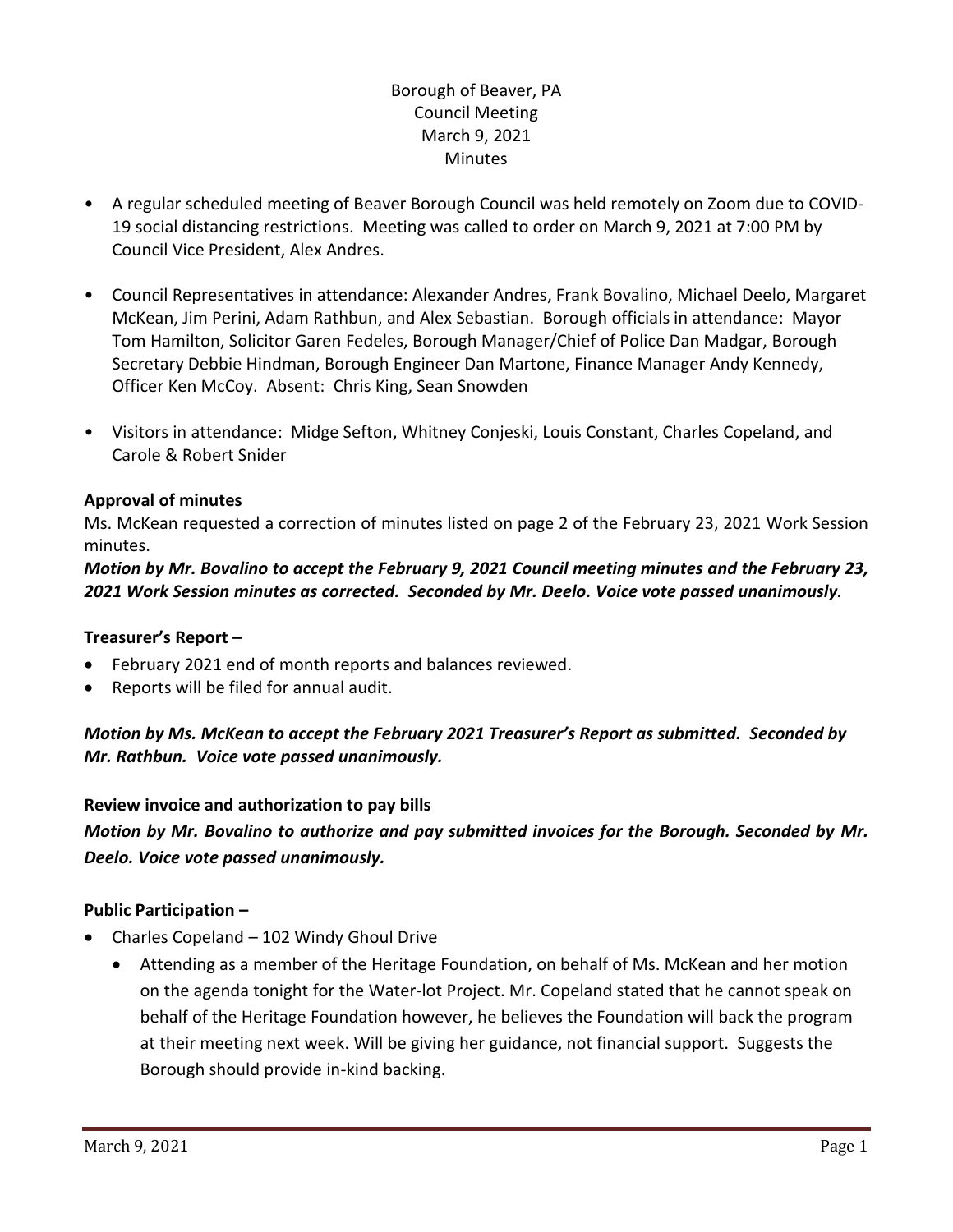Borough of Beaver, PA
Council Meeting
March 9, 2021
Minutes

- A regular scheduled meeting of Beaver Borough Council was held remotely on Zoom due to COVID-19 social distancing restrictions. Meeting was called to order on March 9, 2021 at 7:00 PM by Council Vice President, Alex Andres.

- Council Representatives in attendance: Alexander Andres, Frank Bovalino, Michael Deelo, Margaret McKean, Jim Perini, Adam Rathbun, and Alex Sebastian. Borough officials in attendance: Mayor Tom Hamilton, Solicitor Garen Fedeles, Borough Manager/Chief of Police Dan Madgar, Borough Secretary Debbie Hindman, Borough Engineer Dan Martone, Finance Manager Andy Kennedy, Officer Ken McCoy. Absent: Chris King, Sean Snowden

- Visitors in attendance: Midge Sefton, Whitney Conjeski, Louis Constant, Charles Copeland, and Carole & Robert Snider

**Approval of minutes**

Ms. McKean requested a correction of minutes listed on page 2 of the February 23, 2021 Work Session minutes.

***Motion by Mr. Bovalino to accept the February 9, 2021 Council meeting minutes and the February 23, 2021 Work Session minutes as corrected. Seconded by Mr. Deelo. Voice vote passed unanimously.***

**Treasurer's Report –**

- February 2021 end of month reports and balances reviewed.
- Reports will be filed for annual audit.

***Motion by Ms. McKean to accept the February 2021 Treasurer's Report as submitted. Seconded by Mr. Rathbun. Voice vote passed unanimously.***

**Review invoice and authorization to pay bills**

***Motion by Mr. Bovalino to authorize and pay submitted invoices for the Borough. Seconded by Mr. Deelo. Voice vote passed unanimously.***

**Public Participation –**

- Charles Copeland – 102 Windy Ghoul Drive
  - Attending as a member of the Heritage Foundation, on behalf of Ms. McKean and her motion on the agenda tonight for the Water-lot Project. Mr. Copeland stated that he cannot speak on behalf of the Heritage Foundation however, he believes the Foundation will back the program at their meeting next week. Will be giving her guidance, not financial support. Suggests the Borough should provide in-kind backing.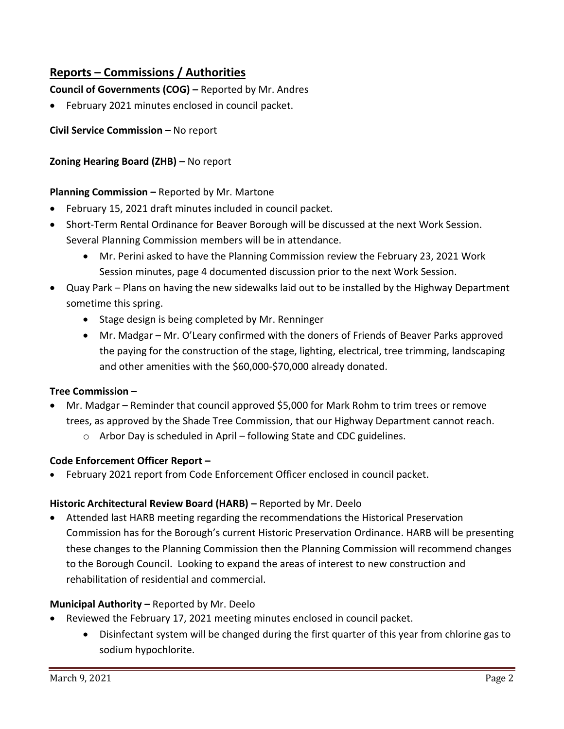## Reports – Commissions / Authorities

**Council of Governments (COG) –** Reported by Mr. Andres

- February 2021 minutes enclosed in council packet.

**Civil Service Commission –** No report

**Zoning Hearing Board (ZHB) –** No report

**Planning Commission –** Reported by Mr. Martone

- February 15, 2021 draft minutes included in council packet.
- Short-Term Rental Ordinance for Beaver Borough will be discussed at the next Work Session. Several Planning Commission members will be in attendance.
    - Mr. Perini asked to have the Planning Commission review the February 23, 2021 Work Session minutes, page 4 documented discussion prior to the next Work Session.
- Quay Park – Plans on having the new sidewalks laid out to be installed by the Highway Department sometime this spring.
    - Stage design is being completed by Mr. Renninger
    - Mr. Madgar – Mr. O'Leary confirmed with the doners of Friends of Beaver Parks approved the paying for the construction of the stage, lighting, electrical, tree trimming, landscaping and other amenities with the $60,000-$70,000 already donated.

**Tree Commission –**

- Mr. Madgar – Reminder that council approved $5,000 for Mark Rohm to trim trees or remove trees, as approved by the Shade Tree Commission, that our Highway Department cannot reach.
    - Arbor Day is scheduled in April – following State and CDC guidelines.

**Code Enforcement Officer Report –**

- February 2021 report from Code Enforcement Officer enclosed in council packet.

**Historic Architectural Review Board (HARB) –** Reported by Mr. Deelo

- Attended last HARB meeting regarding the recommendations the Historical Preservation Commission has for the Borough's current Historic Preservation Ordinance. HARB will be presenting these changes to the Planning Commission then the Planning Commission will recommend changes to the Borough Council. Looking to expand the areas of interest to new construction and rehabilitation of residential and commercial.

**Municipal Authority –** Reported by Mr. Deelo

- Reviewed the February 17, 2021 meeting minutes enclosed in council packet.
    - Disinfectant system will be changed during the first quarter of this year from chlorine gas to sodium hypochlorite.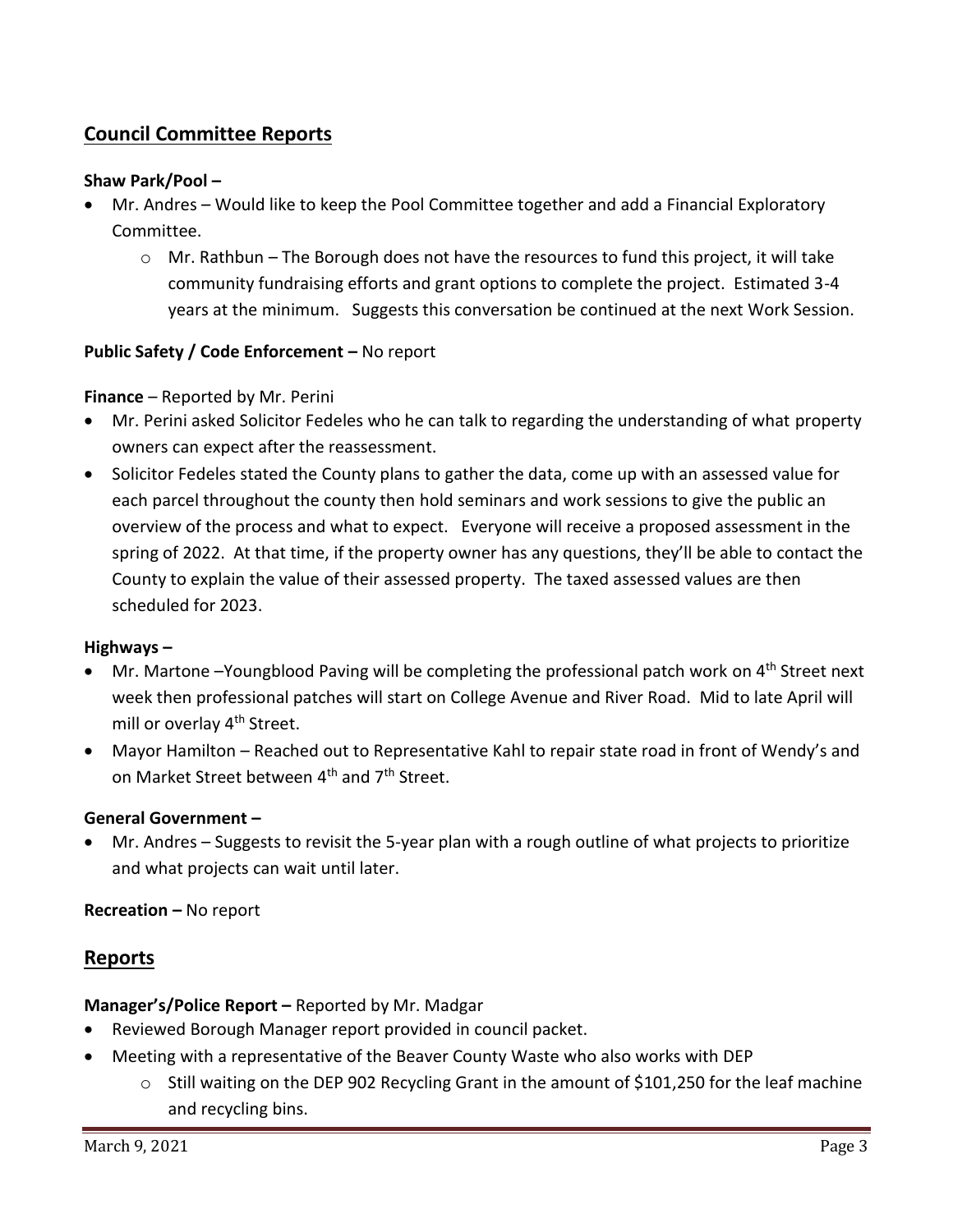## Council Committee Reports

**Shaw Park/Pool –**

- Mr. Andres – Would like to keep the Pool Committee together and add a Financial Exploratory Committee.
  - Mr. Rathbun – The Borough does not have the resources to fund this project, it will take community fundraising efforts and grant options to complete the project. Estimated 3-4 years at the minimum. Suggests this conversation be continued at the next Work Session.

**Public Safety / Code Enforcement –** No report

**Finance** – Reported by Mr. Perini

- Mr. Perini asked Solicitor Fedeles who he can talk to regarding the understanding of what property owners can expect after the reassessment.
- Solicitor Fedeles stated the County plans to gather the data, come up with an assessed value for each parcel throughout the county then hold seminars and work sessions to give the public an overview of the process and what to expect. Everyone will receive a proposed assessment in the spring of 2022. At that time, if the property owner has any questions, they'll be able to contact the County to explain the value of their assessed property. The taxed assessed values are then scheduled for 2023.

**Highways –**

- Mr. Martone –Youngblood Paving will be completing the professional patch work on 4th Street next week then professional patches will start on College Avenue and River Road. Mid to late April will mill or overlay 4th Street.
- Mayor Hamilton – Reached out to Representative Kahl to repair state road in front of Wendy's and on Market Street between 4th and 7th Street.

**General Government –**

- Mr. Andres – Suggests to revisit the 5-year plan with a rough outline of what projects to prioritize and what projects can wait until later.

**Recreation –** No report

## Reports

**Manager's/Police Report –** Reported by Mr. Madgar

- Reviewed Borough Manager report provided in council packet.
- Meeting with a representative of the Beaver County Waste who also works with DEP
  - Still waiting on the DEP 902 Recycling Grant in the amount of $101,250 for the leaf machine and recycling bins.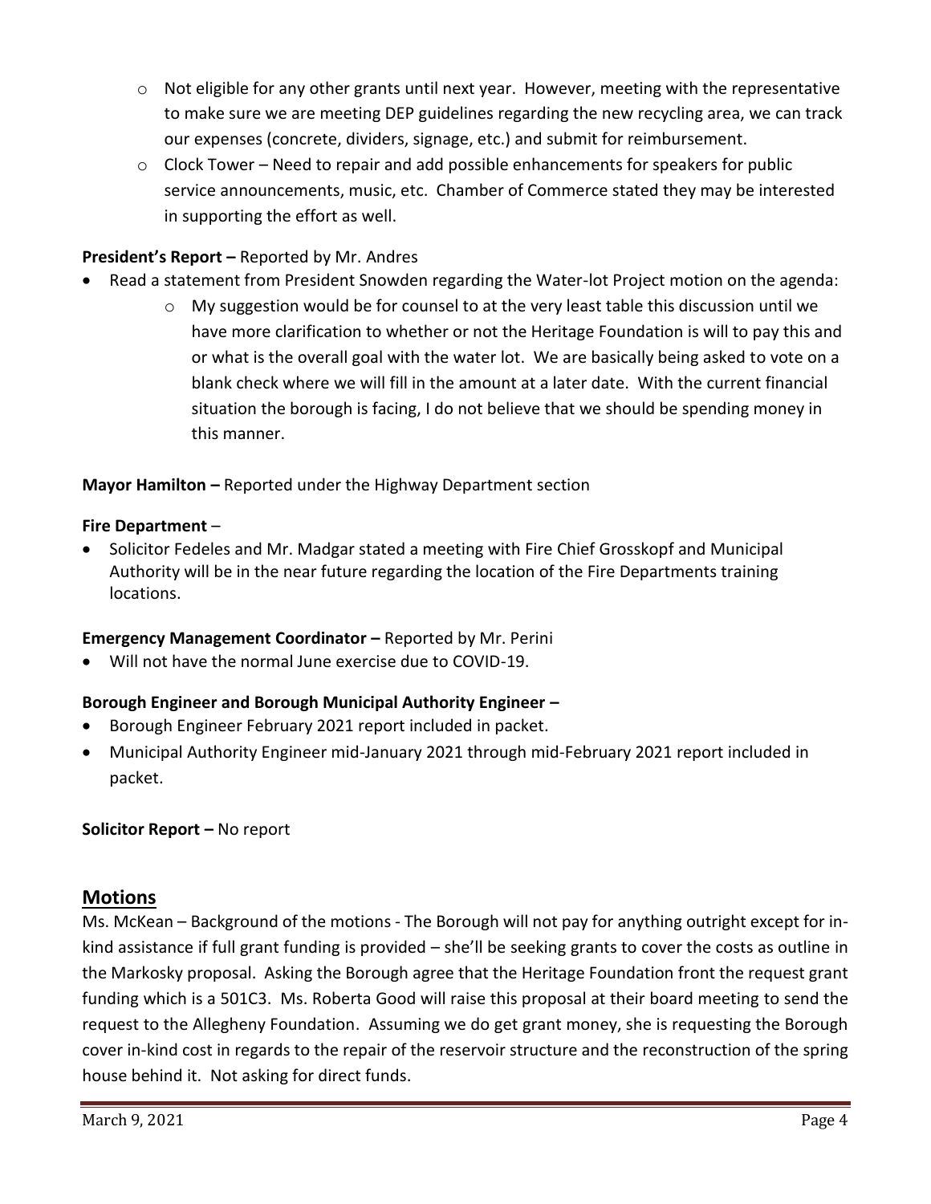- Not eligible for any other grants until next year. However, meeting with the representative to make sure we are meeting DEP guidelines regarding the new recycling area, we can track our expenses (concrete, dividers, signage, etc.) and submit for reimbursement.
  - Clock Tower – Need to repair and add possible enhancements for speakers for public service announcements, music, etc. Chamber of Commerce stated they may be interested in supporting the effort as well.

**President's Report –** Reported by Mr. Andres

- Read a statement from President Snowden regarding the Water-lot Project motion on the agenda:
  - My suggestion would be for counsel to at the very least table this discussion until we have more clarification to whether or not the Heritage Foundation is will to pay this and or what is the overall goal with the water lot. We are basically being asked to vote on a blank check where we will fill in the amount at a later date. With the current financial situation the borough is facing, I do not believe that we should be spending money in this manner.

**Mayor Hamilton –** Reported under the Highway Department section

**Fire Department** –

- Solicitor Fedeles and Mr. Madgar stated a meeting with Fire Chief Grosskopf and Municipal Authority will be in the near future regarding the location of the Fire Departments training locations.

**Emergency Management Coordinator –** Reported by Mr. Perini

- Will not have the normal June exercise due to COVID-19.

**Borough Engineer and Borough Municipal Authority Engineer –**

- Borough Engineer February 2021 report included in packet.
- Municipal Authority Engineer mid-January 2021 through mid-February 2021 report included in packet.

**Solicitor Report –** No report

## Motions

Ms. McKean – Background of the motions - The Borough will not pay for anything outright except for in-kind assistance if full grant funding is provided – she'll be seeking grants to cover the costs as outline in the Markosky proposal. Asking the Borough agree that the Heritage Foundation front the request grant funding which is a 501C3. Ms. Roberta Good will raise this proposal at their board meeting to send the request to the Allegheny Foundation. Assuming we do get grant money, she is requesting the Borough cover in-kind cost in regards to the repair of the reservoir structure and the reconstruction of the spring house behind it. Not asking for direct funds.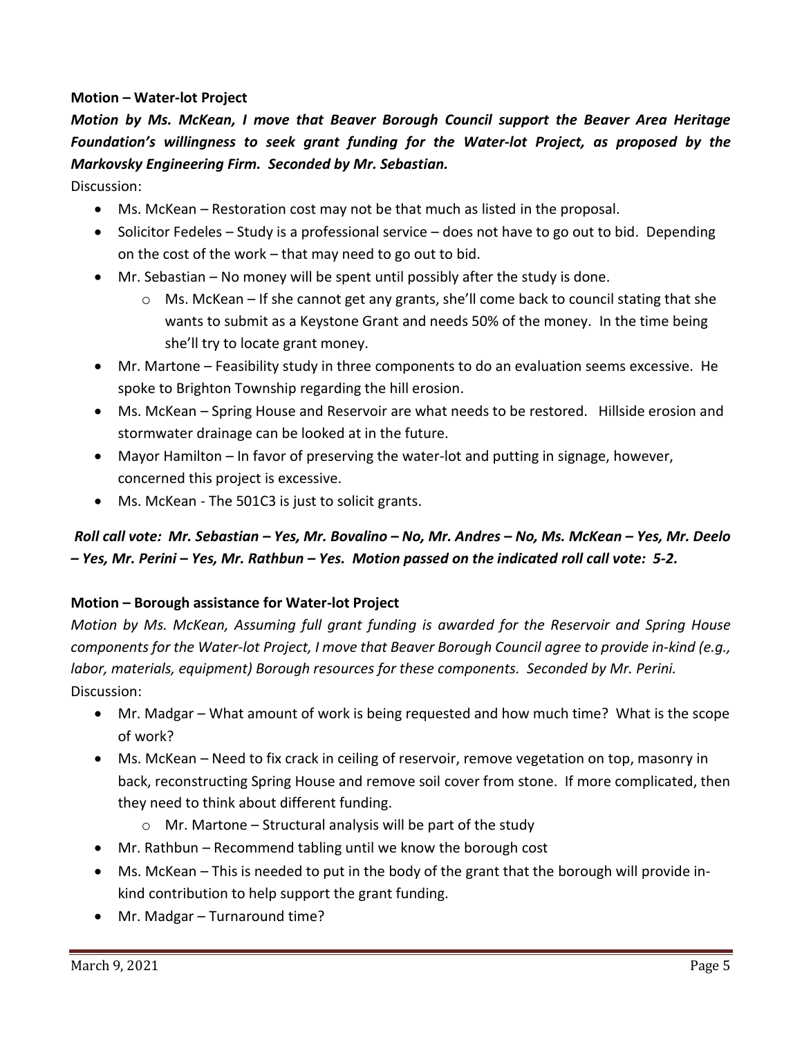**Motion – Water-lot Project**

***Motion by Ms. McKean, I move that Beaver Borough Council support the Beaver Area Heritage Foundation's willingness to seek grant funding for the Water-lot Project, as proposed by the Markovsky Engineering Firm. Seconded by Mr. Sebastian.***

Discussion:

- Ms. McKean – Restoration cost may not be that much as listed in the proposal.
- Solicitor Fedeles – Study is a professional service – does not have to go out to bid. Depending on the cost of the work – that may need to go out to bid.
- Mr. Sebastian – No money will be spent until possibly after the study is done.
  - Ms. McKean – If she cannot get any grants, she'll come back to council stating that she wants to submit as a Keystone Grant and needs 50% of the money. In the time being she'll try to locate grant money.
- Mr. Martone – Feasibility study in three components to do an evaluation seems excessive. He spoke to Brighton Township regarding the hill erosion.
- Ms. McKean – Spring House and Reservoir are what needs to be restored. Hillside erosion and stormwater drainage can be looked at in the future.
- Mayor Hamilton – In favor of preserving the water-lot and putting in signage, however, concerned this project is excessive.
- Ms. McKean - The 501C3 is just to solicit grants.

***Roll call vote: Mr. Sebastian – Yes, Mr. Bovalino – No, Mr. Andres – No, Ms. McKean – Yes, Mr. Deelo – Yes, Mr. Perini – Yes, Mr. Rathbun – Yes. Motion passed on the indicated roll call vote: 5-2.***

**Motion – Borough assistance for Water-lot Project**

*Motion by Ms. McKean, Assuming full grant funding is awarded for the Reservoir and Spring House components for the Water-lot Project, I move that Beaver Borough Council agree to provide in-kind (e.g., labor, materials, equipment) Borough resources for these components. Seconded by Mr. Perini.*

Discussion:

- Mr. Madgar – What amount of work is being requested and how much time? What is the scope of work?
- Ms. McKean – Need to fix crack in ceiling of reservoir, remove vegetation on top, masonry in back, reconstructing Spring House and remove soil cover from stone. If more complicated, then they need to think about different funding.
  - Mr. Martone – Structural analysis will be part of the study
- Mr. Rathbun – Recommend tabling until we know the borough cost
- Ms. McKean – This is needed to put in the body of the grant that the borough will provide in-kind contribution to help support the grant funding.
- Mr. Madgar – Turnaround time?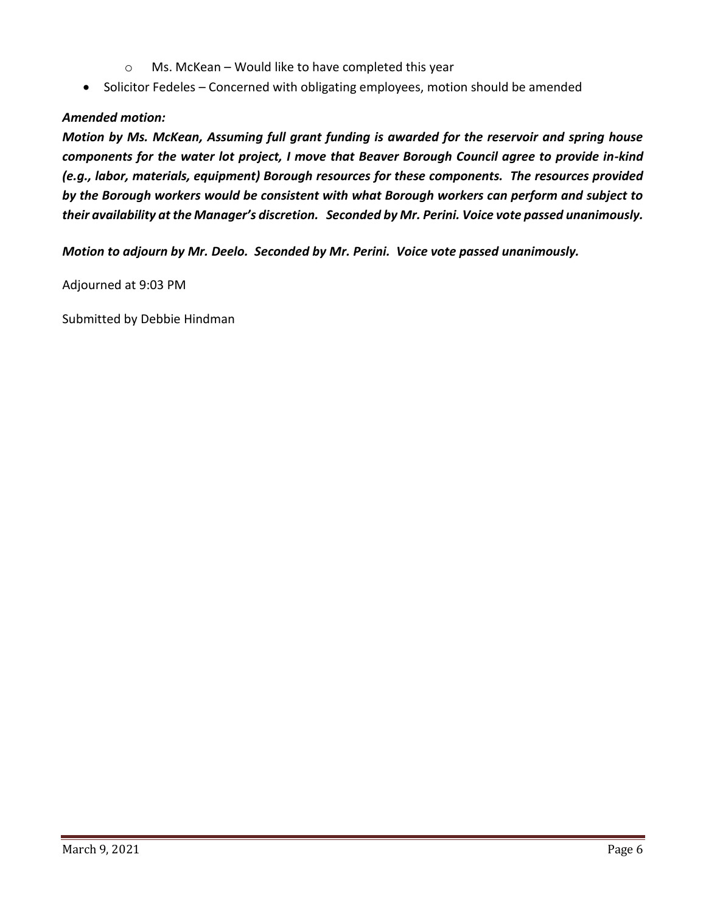- Ms. McKean – Would like to have completed this year
- Solicitor Fedeles – Concerned with obligating employees, motion should be amended

***Amended motion:***

***Motion by Ms. McKean, Assuming full grant funding is awarded for the reservoir and spring house components for the water lot project, I move that Beaver Borough Council agree to provide in-kind (e.g., labor, materials, equipment) Borough resources for these components. The resources provided by the Borough workers would be consistent with what Borough workers can perform and subject to their availability at the Manager's discretion. Seconded by Mr. Perini. Voice vote passed unanimously.***

***Motion to adjourn by Mr. Deelo. Seconded by Mr. Perini. Voice vote passed unanimously.***

Adjourned at 9:03 PM

Submitted by Debbie Hindman